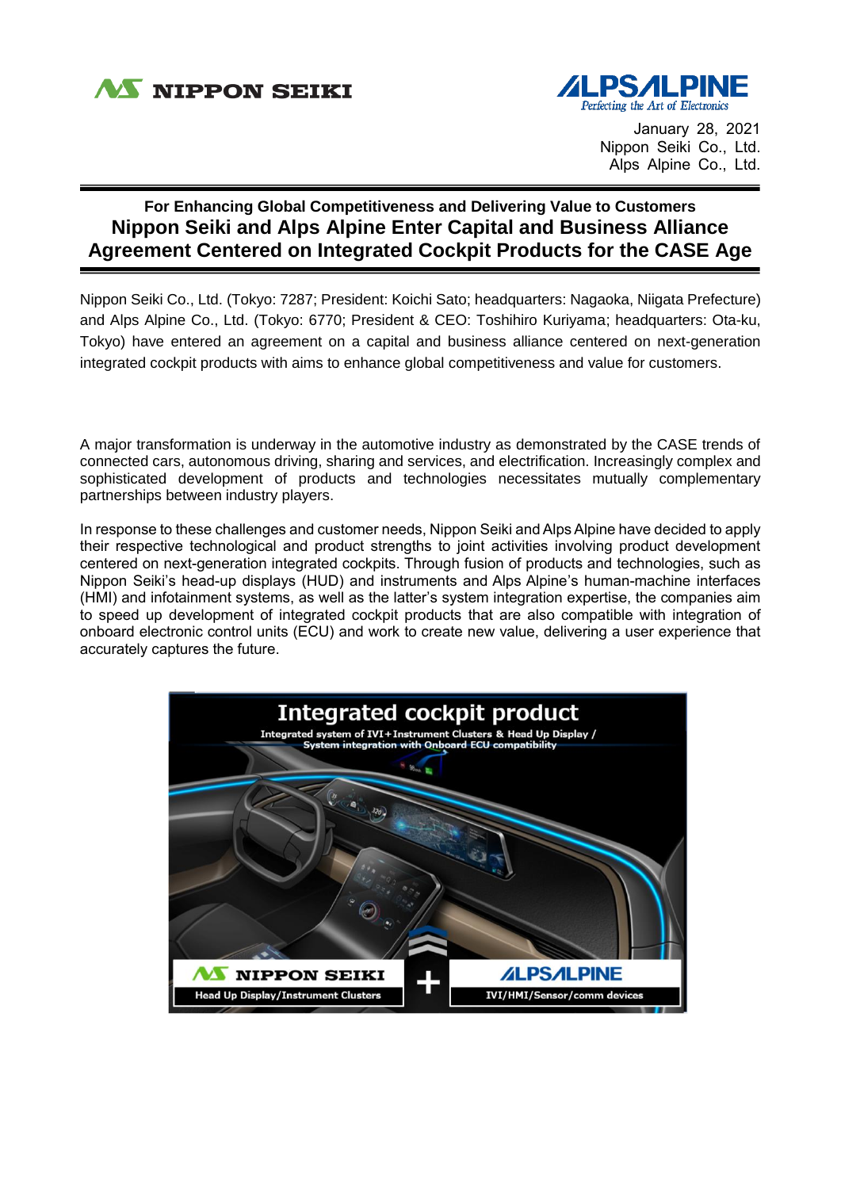NIPPON SEIKI

ALPS ALPINE
*Perfecting the Art of Electronics*

January 28, 2021
Nippon Seiki Co., Ltd.
Alps Alpine Co., Ltd.

**For Enhancing Global Competitiveness and Delivering Value to Customers**

# Nippon Seiki and Alps Alpine Enter Capital and Business Alliance Agreement Centered on Integrated Cockpit Products for the CASE Age

Nippon Seiki Co., Ltd. (Tokyo: 7287; President: Koichi Sato; headquarters: Nagaoka, Niigata Prefecture) and Alps Alpine Co., Ltd. (Tokyo: 6770; President & CEO: Toshihiro Kuriyama; headquarters: Ota-ku, Tokyo) have entered an agreement on a capital and business alliance centered on next-generation integrated cockpit products with aims to enhance global competitiveness and value for customers.

A major transformation is underway in the automotive industry as demonstrated by the CASE trends of connected cars, autonomous driving, sharing and services, and electrification. Increasingly complex and sophisticated development of products and technologies necessitates mutually complementary partnerships between industry players.

In response to these challenges and customer needs, Nippon Seiki and Alps Alpine have decided to apply their respective technological and product strengths to joint activities involving product development centered on next-generation integrated cockpits. Through fusion of products and technologies, such as Nippon Seiki's head-up displays (HUD) and instruments and Alps Alpine's human-machine interfaces (HMI) and infotainment systems, as well as the latter's system integration expertise, the companies aim to speed up development of integrated cockpit products that are also compatible with integration of onboard electronic control units (ECU) and work to create new value, delivering a user experience that accurately captures the future.

**Integrated cockpit product**

Integrated system of IVI+Instrument Clusters & Head Up Display / System integration with Onboard ECU compatibility

NIPPON SEIKI — Head Up Display/Instrument Clusters + ALPSALPINE — IVI/HMI/Sensor/comm devices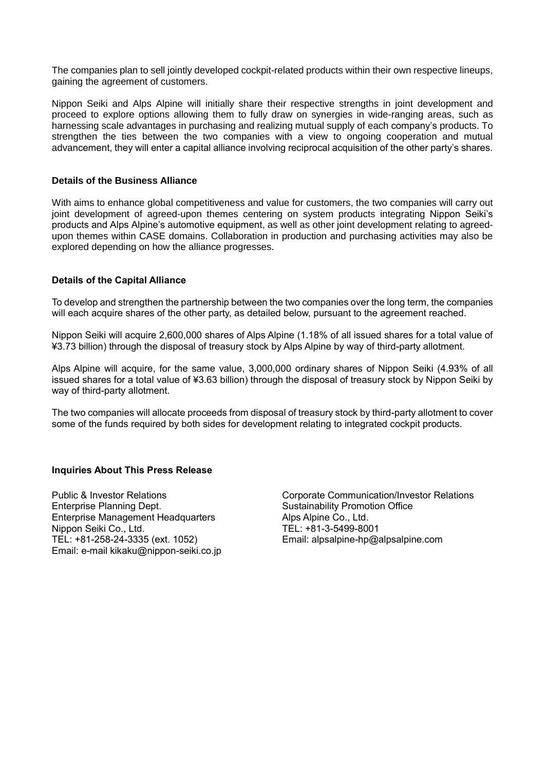The companies plan to sell jointly developed cockpit-related products within their own respective lineups, gaining the agreement of customers.

Nippon Seiki and Alps Alpine will initially share their respective strengths in joint development and proceed to explore options allowing them to fully draw on synergies in wide-ranging areas, such as harnessing scale advantages in purchasing and realizing mutual supply of each company's products. To strengthen the ties between the two companies with a view to ongoing cooperation and mutual advancement, they will enter a capital alliance involving reciprocal acquisition of the other party's shares.

**Details of the Business Alliance**

With aims to enhance global competitiveness and value for customers, the two companies will carry out joint development of agreed-upon themes centering on system products integrating Nippon Seiki's products and Alps Alpine's automotive equipment, as well as other joint development relating to agreed-upon themes within CASE domains. Collaboration in production and purchasing activities may also be explored depending on how the alliance progresses.

**Details of the Capital Alliance**

To develop and strengthen the partnership between the two companies over the long term, the companies will each acquire shares of the other party, as detailed below, pursuant to the agreement reached.

Nippon Seiki will acquire 2,600,000 shares of Alps Alpine (1.18% of all issued shares for a total value of ¥3.73 billion) through the disposal of treasury stock by Alps Alpine by way of third-party allotment.

Alps Alpine will acquire, for the same value, 3,000,000 ordinary shares of Nippon Seiki (4.93% of all issued shares for a total value of ¥3.63 billion) through the disposal of treasury stock by Nippon Seiki by way of third-party allotment.

The two companies will allocate proceeds from disposal of treasury stock by third-party allotment to cover some of the funds required by both sides for development relating to integrated cockpit products.

**Inquiries About This Press Release**

Public & Investor Relations
Enterprise Planning Dept.
Enterprise Management Headquarters
Nippon Seiki Co., Ltd.
TEL: +81-258-24-3335 (ext. 1052)
Email: e-mail kikaku@nippon-seiki.co.jp

Corporate Communication/Investor Relations
Sustainability Promotion Office
Alps Alpine Co., Ltd.
TEL: +81-3-5499-8001
Email: alpsalpine-hp@alpsalpine.com